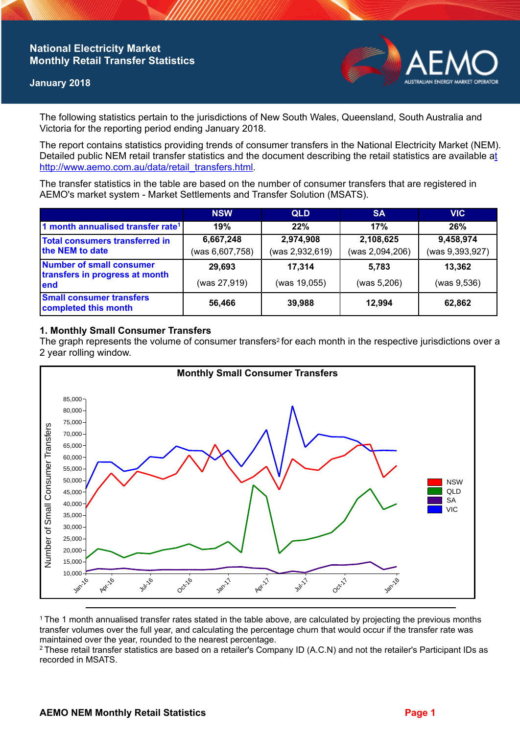# National Electricity Market
## Monthly Retail Transfer Statistics

**January 2018**

The following statistics pertain to the jurisdictions of New South Wales, Queensland, South Australia and Victoria for the reporting period ending January 2018.

The report contains statistics providing trends of consumer transfers in the National Electricity Market (NEM). Detailed public NEM retail transfer statistics and the document describing the retail statistics are available at http://www.aemo.com.au/data/retail_transfers.html.

The transfer statistics in the table are based on the number of consumer transfers that are registered in AEMO's market system - Market Settlements and Transfer Solution (MSATS).

| | NSW | QLD | SA | VIC |
|---|---|---|---|---|
| 1 month annualised transfer rate[1] | 19% | 22% | 17% | 26% |
| Total consumers transferred in the NEM to date | 6,667,248 (was 6,607,758) | 2,974,908 (was 2,932,619) | 2,108,625 (was 2,094,206) | 9,458,974 (was 9,393,927) |
| Number of small consumer transfers in progress at month end | 29,693 (was 27,919) | 17,314 (was 19,055) | 5,783 (was 5,206) | 13,362 (was 9,536) |
| Small consumer transfers completed this month | 56,466 | 39,988 | 12,994 | 62,862 |

### 1. Monthly Small Consumer Transfers

The graph represents the volume of consumer transfers[2] for each month in the respective jurisdictions over a 2 year rolling window.

**Monthly Small Consumer Transfers**

---

[1] The 1 month annualised transfer rates stated in the table above, are calculated by projecting the previous months transfer volumes over the full year, and calculating the percentage churn that would occur if the transfer rate was maintained over the year, rounded to the nearest percentage.

[2] These retail transfer statistics are based on a retailer's Company ID (A.C.N) and not the retailer's Participant IDs as recorded in MSATS.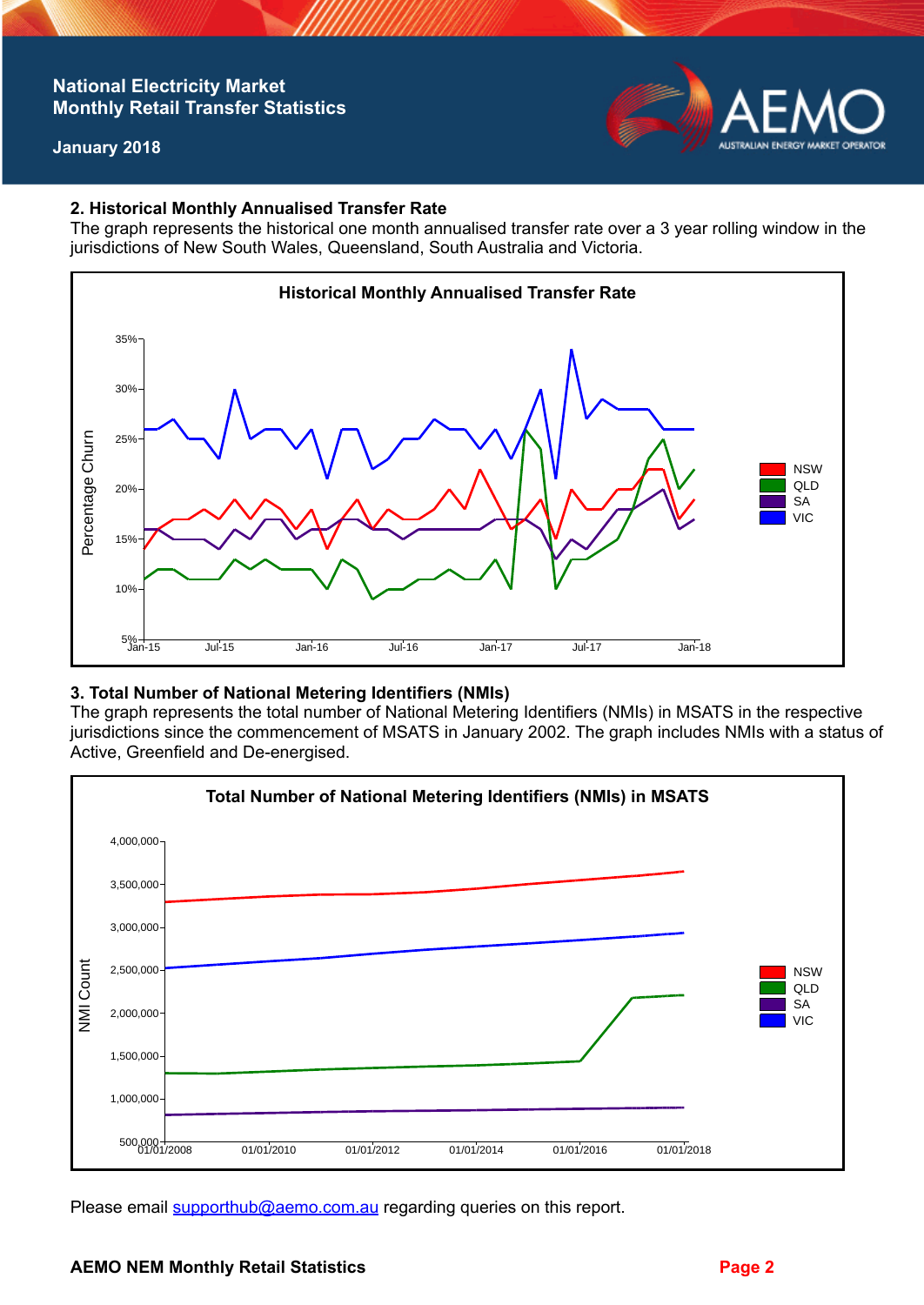National Electricity Market
Monthly Retail Transfer Statistics

January 2018

## 2. Historical Monthly Annualised Transfer Rate

The graph represents the historical one month annualised transfer rate over a 3 year rolling window in the jurisdictions of New South Wales, Queensland, South Australia and Victoria.

Historical Monthly Annualised Transfer Rate

Percentage Churn

35%
30%
25%
20%
15%
10%
5%

Jan-15
Jul-15
Jan-16
Jul-16
Jan-17
Jul-17
Jan-18

NSW
QLD
SA
VIC

## 3. Total Number of National Metering Identifiers (NMIs)

The graph represents the total number of National Metering Identifiers (NMIs) in MSATS in the respective jurisdictions since the commencement of MSATS in January 2002. The graph includes NMIs with a status of Active, Greenfield and De-energised.

Total Number of National Metering Identifiers (NMIs) in MSATS

NMI Count

4,000,000
3,500,000
3,000,000
2,500,000
2,000,000
1,500,000
1,000,000
500,000

01/01/2008
01/01/2010
01/01/2012
01/01/2014
01/01/2016
01/01/2018

NSW
QLD
SA
VIC

Please email supporthub@aemo.com.au regarding queries on this report.